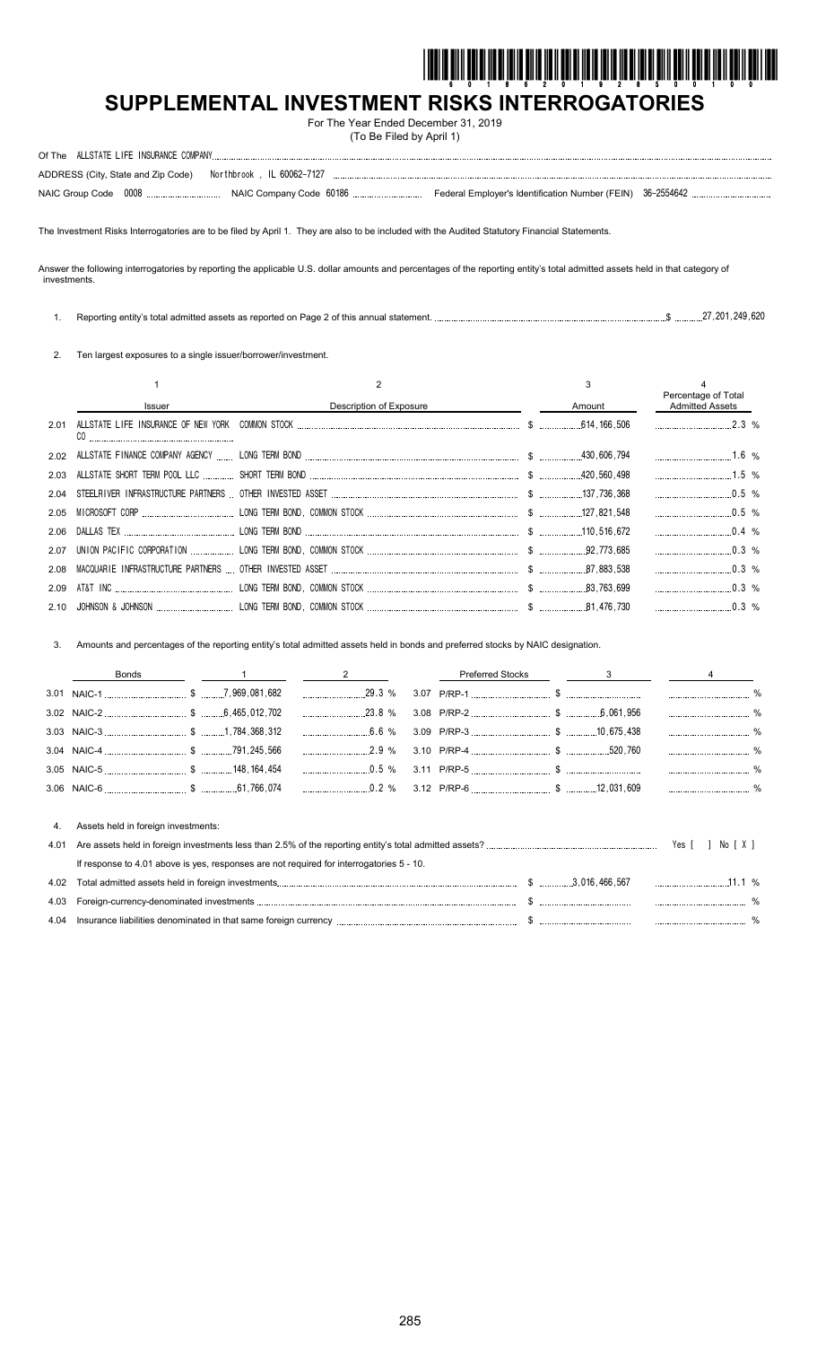# SUPPLEMENTAL INVESTMENT RISKS INTERROGATORIES

For The Year Ended December 31, 2019
(To Be Filed by April 1)

Of The ALLSTATE LIFE INSURANCE COMPANY

ADDRESS (City, State and Zip Code) Northbrook , IL 60062-7127

NAIC Group Code 0008 NAIC Company Code 60186 Federal Employer's Identification Number (FEIN) 36-2554642

The Investment Risks Interrogatories are to be filed by April 1. They are also to be included with the Audited Statutory Financial Statements.

Answer the following interrogatories by reporting the applicable U.S. dollar amounts and percentages of the reporting entity's total admitted assets held in that category of investments.

1. Reporting entity's total admitted assets as reported on Page 2 of this annual statement. $ 27,201,249,620

2. Ten largest exposures to a single issuer/borrower/investment.

| | 1 | 2 | 3 | 4 |
|---|---|---|---|---|
| | Issuer | Description of Exposure | Amount | Percentage of Total Admitted Assets |
| 2.01 | ALLSTATE LIFE INSURANCE OF NEW YORK CO | COMMON STOCK | $ 614,166,506 | 2.3 % |
| 2.02 | ALLSTATE FINANCE COMPANY AGENCY | LONG TERM BOND | $ 430,606,794 | 1.6 % |
| 2.03 | ALLSTATE SHORT TERM POOL LLC | SHORT TERM BOND | $ 420,560,498 | 1.5 % |
| 2.04 | STEELRIVER INFRASTRUCTURE PARTNERS | OTHER INVESTED ASSET | $ 137,736,368 | 0.5 % |
| 2.05 | MICROSOFT CORP | LONG TERM BOND, COMMON STOCK | $ 127,821,548 | 0.5 % |
| 2.06 | DALLAS TEX | LONG TERM BOND | $ 110,516,672 | 0.4 % |
| 2.07 | UNION PACIFIC CORPORATION | LONG TERM BOND, COMMON STOCK | $ 92,773,685 | 0.3 % |
| 2.08 | MACQUARIE INFRASTRUCTURE PARTNERS | OTHER INVESTED ASSET | $ 87,883,538 | 0.3 % |
| 2.09 | AT&T INC | LONG TERM BOND, COMMON STOCK | $ 83,763,699 | 0.3 % |
| 2.10 | JOHNSON & JOHNSON | LONG TERM BOND, COMMON STOCK | $ 81,476,730 | 0.3 % |

3. Amounts and percentages of the reporting entity's total admitted assets held in bonds and preferred stocks by NAIC designation.

| Bonds | 1 | 2 | Preferred Stocks | 3 | 4 |
|---|---|---|---|---|---|
| 3.01 NAIC-1 | $ 7,969,081,682 | 29.3 % | 3.07 P/RP-1 | $ | % |
| 3.02 NAIC-2 | $ 6,465,012,702 | 23.8 % | 3.08 P/RP-2 | $ 6,061,956 | % |
| 3.03 NAIC-3 | $ 1,784,368,312 | 6.6 % | 3.09 P/RP-3 | $ 10,675,438 | % |
| 3.04 NAIC-4 | $ 791,245,566 | 2.9 % | 3.10 P/RP-4 | $ 520,760 | % |
| 3.05 NAIC-5 | $ 148,164,454 | 0.5 % | 3.11 P/RP-5 | $ | % |
| 3.06 NAIC-6 | $ 61,766,074 | 0.2 % | 3.12 P/RP-6 | $ 12,031,609 | % |

4. Assets held in foreign investments:

4.01 Are assets held in foreign investments less than 2.5% of the reporting entity's total admitted assets? Yes [ ] No [ X ]

If response to 4.01 above is yes, responses are not required for interrogatories 5 - 10.

| | | | |
|---|---|---|---|
| 4.02 | Total admitted assets held in foreign investments | $ 3,016,466,567 | 11.1 % |
| 4.03 | Foreign-currency-denominated investments | $ | % |
| 4.04 | Insurance liabilities denominated in that same foreign currency | $ | % |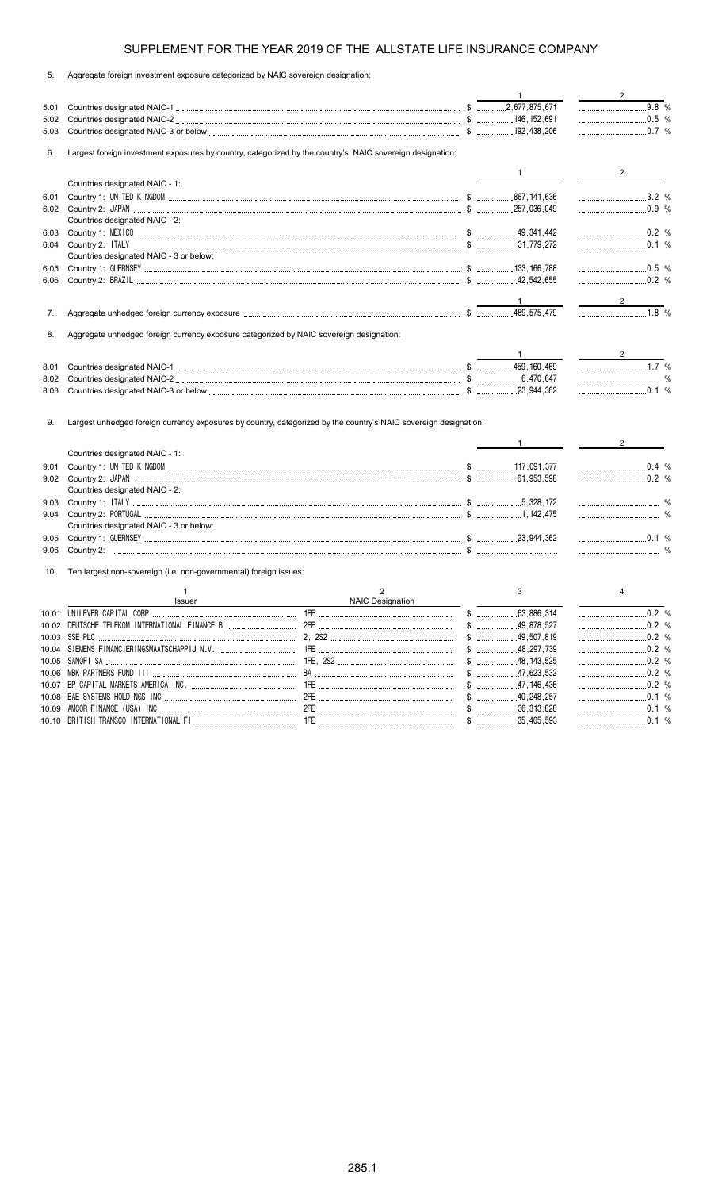## SUPPLEMENT FOR THE YEAR 2019 OF THE ALLSTATE LIFE INSURANCE COMPANY

5. Aggregate foreign investment exposure categorized by NAIC sovereign designation:

| | | 1 | 2 |
|---|---|---|---|
| 5.01 | Countries designated NAIC-1 | $ 2,677,875,671 | 9.8 % |
| 5.02 | Countries designated NAIC-2 | $ 146,152,691 | 0.5 % |
| 5.03 | Countries designated NAIC-3 or below | $ 192,438,206 | 0.7 % |

6. Largest foreign investment exposures by country, categorized by the country's NAIC sovereign designation:

| | | 1 | 2 |
|---|---|---|---|
| | Countries designated NAIC - 1: | | |
| 6.01 | Country 1: UNITED KINGDOM | $ 867,141,636 | 3.2 % |
| 6.02 | Country 2: JAPAN | $ 257,036,049 | 0.9 % |
| | Countries designated NAIC - 2: | | |
| 6.03 | Country 1: MEXICO | $ 49,341,442 | 0.2 % |
| 6.04 | Country 2: ITALY | $ 31,779,272 | 0.1 % |
| | Countries designated NAIC - 3 or below: | | |
| 6.05 | Country 1: GUERNSEY | $ 133,166,788 | 0.5 % |
| 6.06 | Country 2: BRAZIL | $ 42,542,655 | 0.2 % |

| | | 1 | 2 |
|---|---|---|---|
| 7. | Aggregate unhedged foreign currency exposure | $ 489,575,479 | 1.8 % |

8. Aggregate unhedged foreign currency exposure categorized by NAIC sovereign designation:

| | | 1 | 2 |
|---|---|---|---|
| 8.01 | Countries designated NAIC-1 | $ 459,160,469 | 1.7 % |
| 8.02 | Countries designated NAIC-2 | $ 6,470,647 | % |
| 8.03 | Countries designated NAIC-3 or below | $ 23,944,362 | 0.1 % |

9. Largest unhedged foreign currency exposures by country, categorized by the country's NAIC sovereign designation:

| | | 1 | 2 |
|---|---|---|---|
| | Countries designated NAIC - 1: | | |
| 9.01 | Country 1: UNITED KINGDOM | $ 117,091,377 | 0.4 % |
| 9.02 | Country 2: JAPAN | $ 61,953,598 | 0.2 % |
| | Countries designated NAIC - 2: | | |
| 9.03 | Country 1: ITALY | $ 5,328,172 | % |
| 9.04 | Country 2: PORTUGAL | $ 1,142,475 | % |
| | Countries designated NAIC - 3 or below: | | |
| 9.05 | Country 1: GUERNSEY | $ 23,944,362 | 0.1 % |
| 9.06 | Country 2: | $ | % |

10. Ten largest non-sovereign (i.e. non-governmental) foreign issues:

| | 1<br>Issuer | 2<br>NAIC Designation | 3 | 4 |
|---|---|---|---|---|
| 10.01 | UNILEVER CAPITAL CORP | 1FE | $ 63,886,314 | 0.2 % |
| 10.02 | DEUTSCHE TELEKOM INTERNATIONAL FINANCE B | 2FE | $ 49,878,527 | 0.2 % |
| 10.03 | SSE PLC | 2, 2S2 | $ 49,507,819 | 0.2 % |
| 10.04 | SIEMENS FINANCIERINGSMAATSCHAPPIJ N.V. | 1FE | $ 48,297,739 | 0.2 % |
| 10.05 | SANOFI SA | 1FE, 2S2 | $ 48,143,525 | 0.2 % |
| 10.06 | MBK PARTNERS FUND III | BA | $ 47,623,532 | 0.2 % |
| 10.07 | BP CAPITAL MARKETS AMERICA INC. | 1FE | $ 47,146,436 | 0.2 % |
| 10.08 | BAE SYSTEMS HOLDINGS INC | 2FE | $ 40,248,257 | 0.1 % |
| 10.09 | AMCOR FINANCE (USA) INC | 2FE | $ 36,313,828 | 0.1 % |
| 10.10 | BRITISH TRANSCO INTERNATIONAL FI | 1FE | $ 35,405,593 | 0.1 % |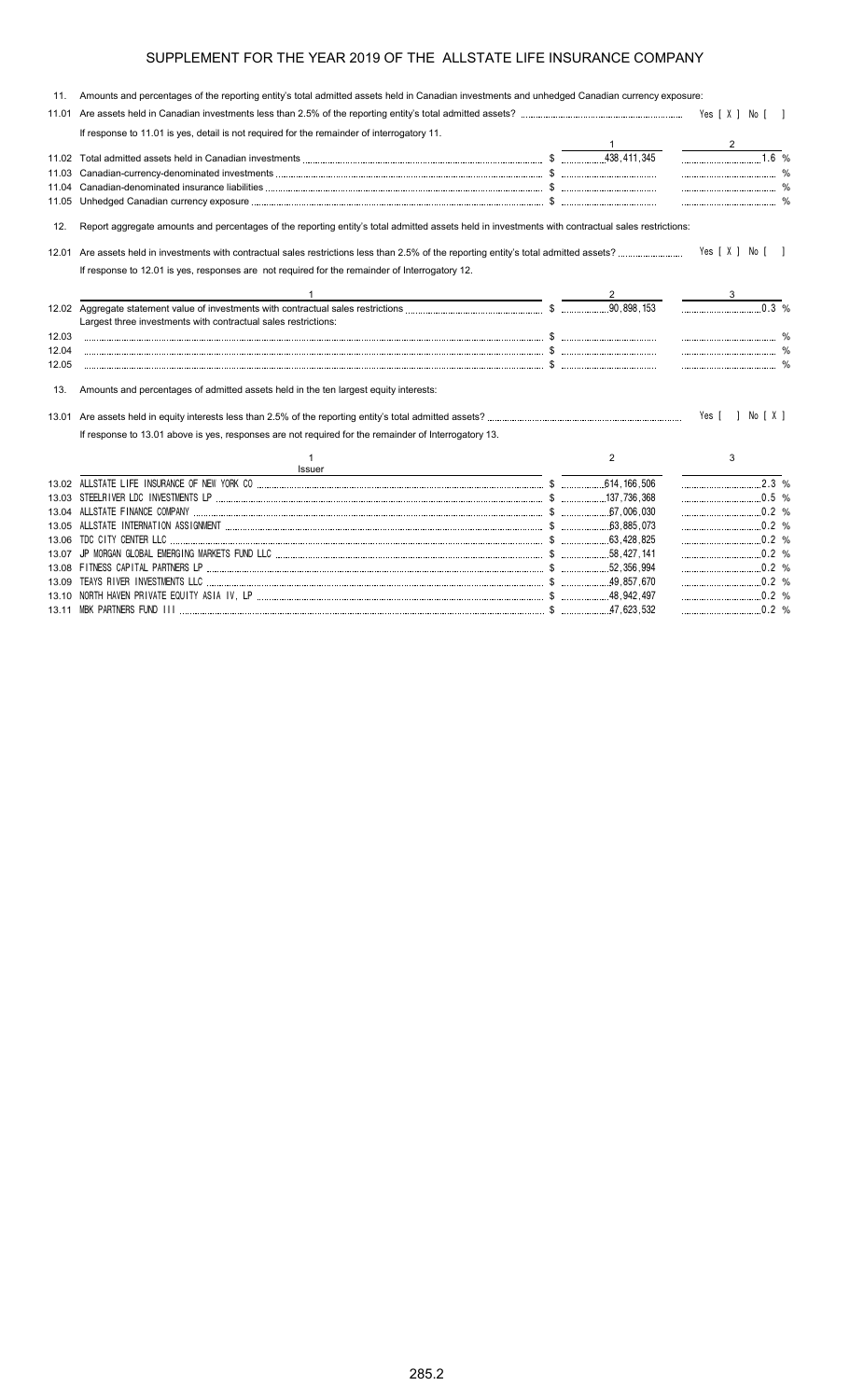# SUPPLEMENT FOR THE YEAR 2019 OF THE ALLSTATE LIFE INSURANCE COMPANY

11. Amounts and percentages of the reporting entity's total admitted assets held in Canadian investments and unhedged Canadian currency exposure:

11.01 Are assets held in Canadian investments less than 2.5% of the reporting entity's total admitted assets? Yes [ X ] No [ ]

If response to 11.01 is yes, detail is not required for the remainder of interrogatory 11.

| | | 1 | 2 |
|---|---|---|---|
| 11.02 | Total admitted assets held in Canadian investments | $ 438,411,345 | 1.6 % |
| 11.03 | Canadian-currency-denominated investments | $ | % |
| 11.04 | Canadian-denominated insurance liabilities | $ | % |
| 11.05 | Unhedged Canadian currency exposure | $ | % |

12. Report aggregate amounts and percentages of the reporting entity's total admitted assets held in investments with contractual sales restrictions:

12.01 Are assets held in investments with contractual sales restrictions less than 2.5% of the reporting entity's total admitted assets? Yes [ X ] No [ ]

If response to 12.01 is yes, responses are not required for the remainder of Interrogatory 12.

| | 1 | 2 | 3 |
|---|---|---|---|
| 12.02 | Aggregate statement value of investments with contractual sales restrictions | $ 90,898,153 | 0.3 % |
| | Largest three investments with contractual sales restrictions: | | |
| 12.03 | | $ | % |
| 12.04 | | $ | % |
| 12.05 | | $ | % |

13. Amounts and percentages of admitted assets held in the ten largest equity interests:

13.01 Are assets held in equity interests less than 2.5% of the reporting entity's total admitted assets? Yes [ ] No [ X ]

If response to 13.01 above is yes, responses are not required for the remainder of Interrogatory 13.

| | 1<br>Issuer | 2 | 3 |
|---|---|---|---|
| 13.02 | ALLSTATE LIFE INSURANCE OF NEW YORK CO | $ 614,166,506 | 2.3 % |
| 13.03 | STEELRIVER LDC INVESTMENTS LP | $ 137,736,368 | 0.5 % |
| 13.04 | ALLSTATE FINANCE COMPANY | $ 67,006,030 | 0.2 % |
| 13.05 | ALLSTATE INTERNATION ASSIGNMENT | $ 63,885,073 | 0.2 % |
| 13.06 | TDC CITY CENTER LLC | $ 63,428,825 | 0.2 % |
| 13.07 | JP MORGAN GLOBAL EMERGING MARKETS FUND LLC | $ 58,427,141 | 0.2 % |
| 13.08 | FITNESS CAPITAL PARTNERS LP | $ 52,356,994 | 0.2 % |
| 13.09 | TEAYS RIVER INVESTMENTS LLC | $ 49,857,670 | 0.2 % |
| 13.10 | NORTH HAVEN PRIVATE EQUITY ASIA IV, LP | $ 48,942,497 | 0.2 % |
| 13.11 | MBK PARTNERS FUND III | $ 47,623,532 | 0.2 % |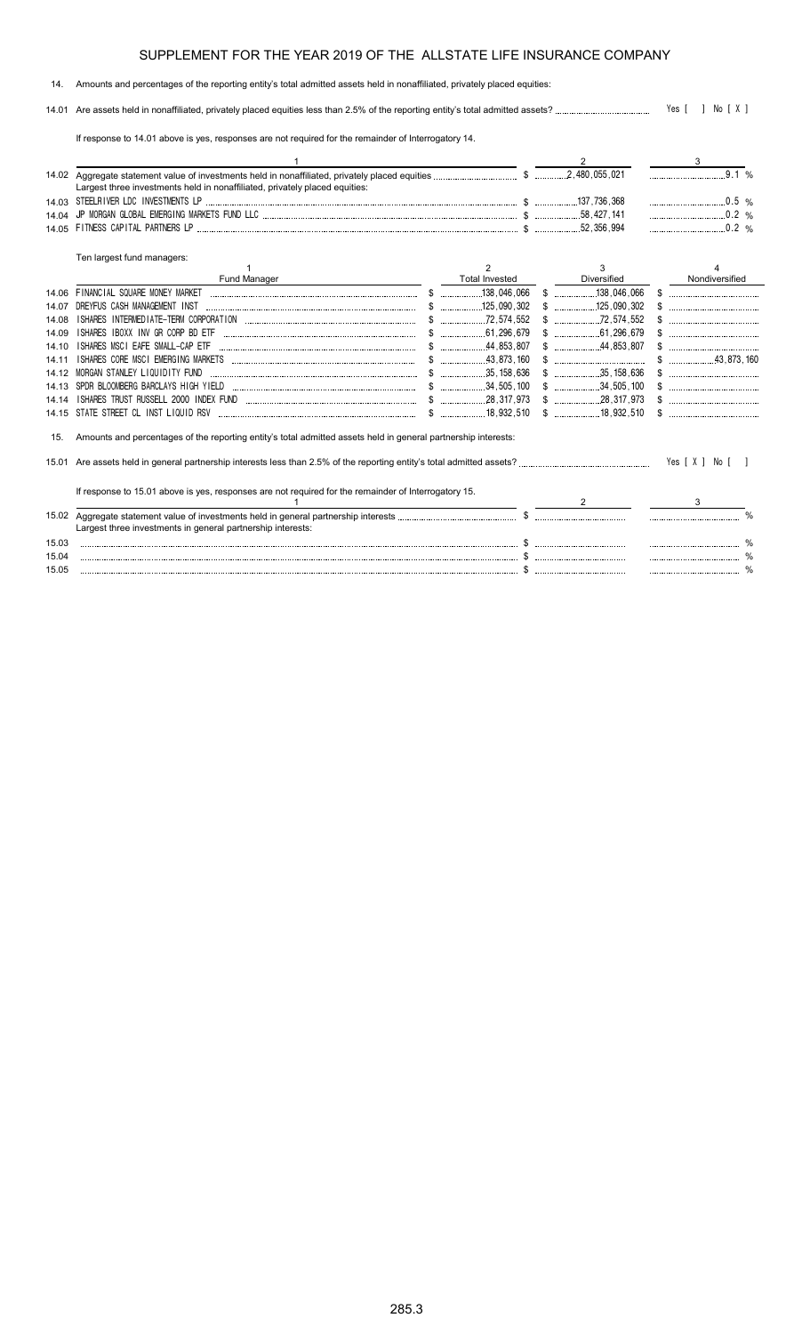# SUPPLEMENT FOR THE YEAR 2019 OF THE ALLSTATE LIFE INSURANCE COMPANY

14. Amounts and percentages of the reporting entity's total admitted assets held in nonaffiliated, privately placed equities:

14.01 Are assets held in nonaffiliated, privately placed equities less than 2.5% of the reporting entity's total admitted assets? Yes [ ] No [ X ]

If response to 14.01 above is yes, responses are not required for the remainder of Interrogatory 14.

| | 1 | 2 | 3 |
|---|---|---|---|
| 14.02 | Aggregate statement value of investments held in nonaffiliated, privately placed equities | $ 2,480,055,021 | 9.1 % |
| | Largest three investments held in nonaffiliated, privately placed equities: | | |
| 14.03 | STEELRIVER LDC INVESTMENTS LP | $ 137,736,368 | 0.5 % |
| 14.04 | JP MORGAN GLOBAL EMERGING MARKETS FUND LLC | $ 58,427,141 | 0.2 % |
| 14.05 | FITNESS CAPITAL PARTNERS LP | $ 52,356,994 | 0.2 % |

Ten largest fund managers:

| | 1<br>Fund Manager | 2<br>Total Invested | 3<br>Diversified | 4<br>Nondiversified |
|---|---|---|---|---|
| 14.06 | FINANCIAL SQUARE MONEY MARKET | $ 138,046,066 | $ 138,046,066 | $ |
| 14.07 | DREYFUS CASH MANAGEMENT INST | $ 125,090,302 | $ 125,090,302 | $ |
| 14.08 | ISHARES INTERMEDIATE-TERM CORPORATION | $ 72,574,552 | $ 72,574,552 | $ |
| 14.09 | ISHARES IBOXX INV GR CORP BD ETF | $ 61,296,679 | $ 61,296,679 | $ |
| 14.10 | ISHARES MSCI EAFE SMALL-CAP ETF | $ 44,853,807 | $ 44,853,807 | $ |
| 14.11 | ISHARES CORE MSCI EMERGING MARKETS | $ 43,873,160 | $ | $ 43,873,160 |
| 14.12 | MORGAN STANLEY LIQUIDITY FUND | $ 35,158,636 | $ 35,158,636 | $ |
| 14.13 | SPDR BLOOMBERG BARCLAYS HIGH YIELD | $ 34,505,100 | $ 34,505,100 | $ |
| 14.14 | ISHARES TRUST RUSSELL 2000 INDEX FUND | $ 28,317,973 | $ 28,317,973 | $ |
| 14.15 | STATE STREET CL INST LIQUID RSV | $ 18,932,510 | $ 18,932,510 | $ |

15. Amounts and percentages of the reporting entity's total admitted assets held in general partnership interests:

15.01 Are assets held in general partnership interests less than 2.5% of the reporting entity's total admitted assets? Yes [ X ] No [ ]

If response to 15.01 above is yes, responses are not required for the remainder of Interrogatory 15.

| | 1 | 2 | 3 |
|---|---|---|---|
| 15.02 | Aggregate statement value of investments held in general partnership interests | $ | % |
| | Largest three investments in general partnership interests: | | |
| 15.03 | | $ | % |
| 15.04 | | $ | % |
| 15.05 | | $ | % |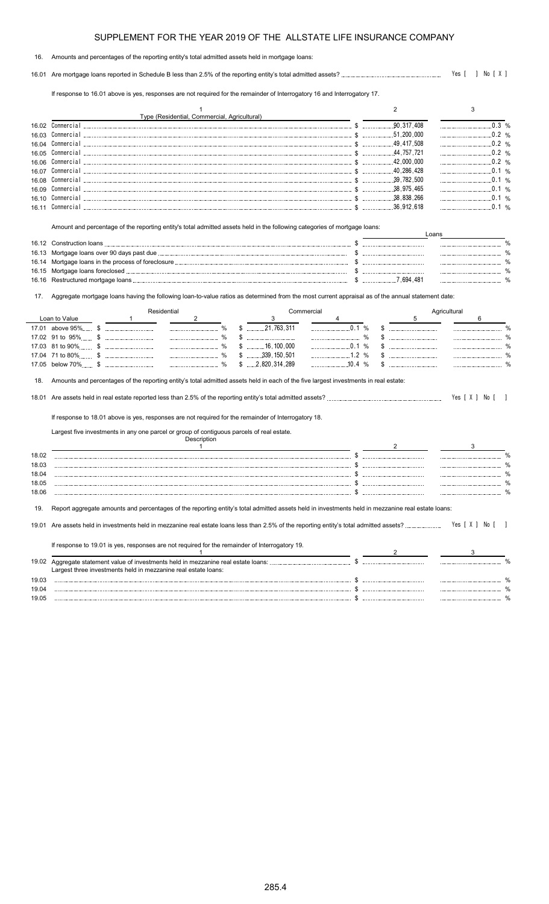# SUPPLEMENT FOR THE YEAR 2019 OF THE ALLSTATE LIFE INSURANCE COMPANY

16. Amounts and percentages of the reporting entity's total admitted assets held in mortgage loans:

16.01 Are mortgage loans reported in Schedule B less than 2.5% of the reporting entity's total admitted assets? Yes [ ] No [ X ]

If response to 16.01 above is yes, responses are not required for the remainder of Interrogatory 16 and Interrogatory 17.

| | 1<br>Type (Residential, Commercial, Agricultural) | 2 | 3 |
|---|---|---|---|
| 16.02 | Commercial | $ 90,317,408 | 0.3 % |
| 16.03 | Commercial | $ 51,200,000 | 0.2 % |
| 16.04 | Commercial | $ 49,417,508 | 0.2 % |
| 16.05 | Commercial | $ 44,757,721 | 0.2 % |
| 16.06 | Commercial | $ 42,000,000 | 0.2 % |
| 16.07 | Commercial | $ 40,286,428 | 0.1 % |
| 16.08 | Commercial | $ 39,782,500 | 0.1 % |
| 16.09 | Commercial | $ 38,975,465 | 0.1 % |
| 16.10 | Commercial | $ 38,838,266 | 0.1 % |
| 16.11 | Commercial | $ 36,912,618 | 0.1 % |

Amount and percentage of the reporting entity's total admitted assets held in the following categories of mortgage loans:

| | | Loans | |
|---|---|---|---|
| 16.12 | Construction loans | $ | % |
| 16.13 | Mortgage loans over 90 days past due | $ | % |
| 16.14 | Mortgage loans in the process of foreclosure | $ | % |
| 16.15 | Mortgage loans foreclosed | $ | % |
| 16.16 | Restructured mortgage loans | $ 7,694,481 | % |

17. Aggregate mortgage loans having the following loan-to-value ratios as determined from the most current appraisal as of the annual statement date:

| Loan to Value | Residential | | Commercial | | Agricultural | |
|---|---|---|---|---|---|---|
| | 1 | 2 | 3 | 4 | 5 | 6 |
| 17.01 above 95% | $ | % | $ 21,763,311 | 0.1 % | $ | % |
| 17.02 91 to 95% | $ | % | $ | % | $ | % |
| 17.03 81 to 90% | $ | % | $ 16,100,000 | 0.1 % | $ | % |
| 17.04 71 to 80% | $ | % | $ 339,150,501 | 1.2 % | $ | % |
| 17.05 below 70% | $ | % | $ 2,820,314,289 | 10.4 % | $ | % |

18. Amounts and percentages of the reporting entity's total admitted assets held in each of the five largest investments in real estate:

18.01 Are assets held in real estate reported less than 2.5% of the reporting entity's total admitted assets? Yes [ X ] No [ ]

If response to 18.01 above is yes, responses are not required for the remainder of Interrogatory 18.

Largest five investments in any one parcel or group of contiguous parcels of real estate.

| | Description<br>1 | 2 | 3 |
|---|---|---|---|
| 18.02 | | $ | % |
| 18.03 | | $ | % |
| 18.04 | | $ | % |
| 18.05 | | $ | % |
| 18.06 | | $ | % |

19. Report aggregate amounts and percentages of the reporting entity's total admitted assets held in investments held in mezzanine real estate loans:

19.01 Are assets held in investments held in mezzanine real estate loans less than 2.5% of the reporting entity's total admitted assets? Yes [ X ] No [ ]

If response to 19.01 is yes, responses are not required for the remainder of Interrogatory 19.

| | 1 | 2 | 3 |
|---|---|---|---|
| 19.02 | Aggregate statement value of investments held in mezzanine real estate loans: | $ | % |
| | Largest three investments held in mezzanine real estate loans: | | |
| 19.03 | | $ | % |
| 19.04 | | $ | % |
| 19.05 | | $ | % |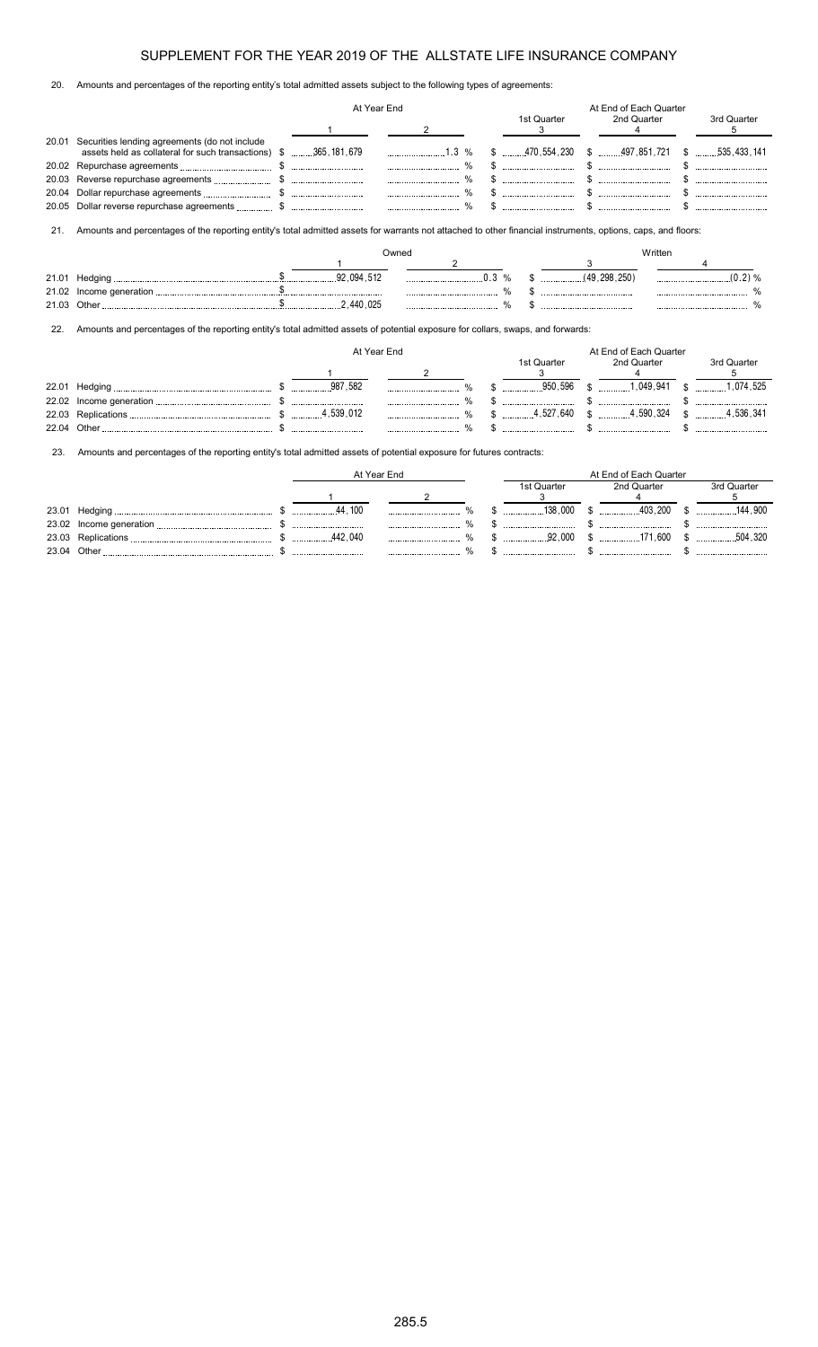# SUPPLEMENT FOR THE YEAR 2019 OF THE ALLSTATE LIFE INSURANCE COMPANY

20. Amounts and percentages of the reporting entity's total admitted assets subject to the following types of agreements:

| | At Year End 1 | At Year End 2 | At End of Each Quarter 1st Quarter 3 | At End of Each Quarter 2nd Quarter 4 | At End of Each Quarter 3rd Quarter 5 |
|---|---|---|---|---|---|
| 20.01 Securities lending agreements (do not include assets held as collateral for such transactions) | $ 365,181,679 | 1.3 % | $ 470,554,230 | $ 497,851,721 | $ 535,433,141 |
| 20.02 Repurchase agreements | $ | % | $ | $ | $ |
| 20.03 Reverse repurchase agreements | $ | % | $ | $ | $ |
| 20.04 Dollar repurchase agreements | $ | % | $ | $ | $ |
| 20.05 Dollar reverse repurchase agreements | $ | % | $ | $ | $ |

21. Amounts and percentages of the reporting entity's total admitted assets for warrants not attached to other financial instruments, options, caps, and floors:

| | Owned 1 | Owned 2 | Written 3 | Written 4 |
|---|---|---|---|---|
| 21.01 Hedging | $ 92,094,512 | 0.3 % | $ (49,298,250) | (0.2) % |
| 21.02 Income generation | $ | % | $ | % |
| 21.03 Other | $ 2,440,025 | % | $ | % |

22. Amounts and percentages of the reporting entity's total admitted assets of potential exposure for collars, swaps, and forwards:

| | At Year End 1 | At Year End 2 | At End of Each Quarter 1st Quarter 3 | At End of Each Quarter 2nd Quarter 4 | At End of Each Quarter 3rd Quarter 5 |
|---|---|---|---|---|---|
| 22.01 Hedging | $ 987,582 | % | $ 950,596 | $ 1,049,941 | $ 1,074,525 |
| 22.02 Income generation | $ | % | $ | $ | $ |
| 22.03 Replications | $ 4,539,012 | % | $ 4,527,640 | $ 4,590,324 | $ 4,536,341 |
| 22.04 Other | $ | % | $ | $ | $ |

23. Amounts and percentages of the reporting entity's total admitted assets of potential exposure for futures contracts:

| | At Year End 1 | At Year End 2 | At End of Each Quarter 1st Quarter 3 | At End of Each Quarter 2nd Quarter 4 | At End of Each Quarter 3rd Quarter 5 |
|---|---|---|---|---|---|
| 23.01 Hedging | $ 44,100 | % | $ 138,000 | $ 403,200 | $ 144,900 |
| 23.02 Income generation | $ | % | $ | $ | $ |
| 23.03 Replications | $ 442,040 | % | $ 92,000 | $ 171,600 | $ 504,320 |
| 23.04 Other | $ | % | $ | $ | $ |